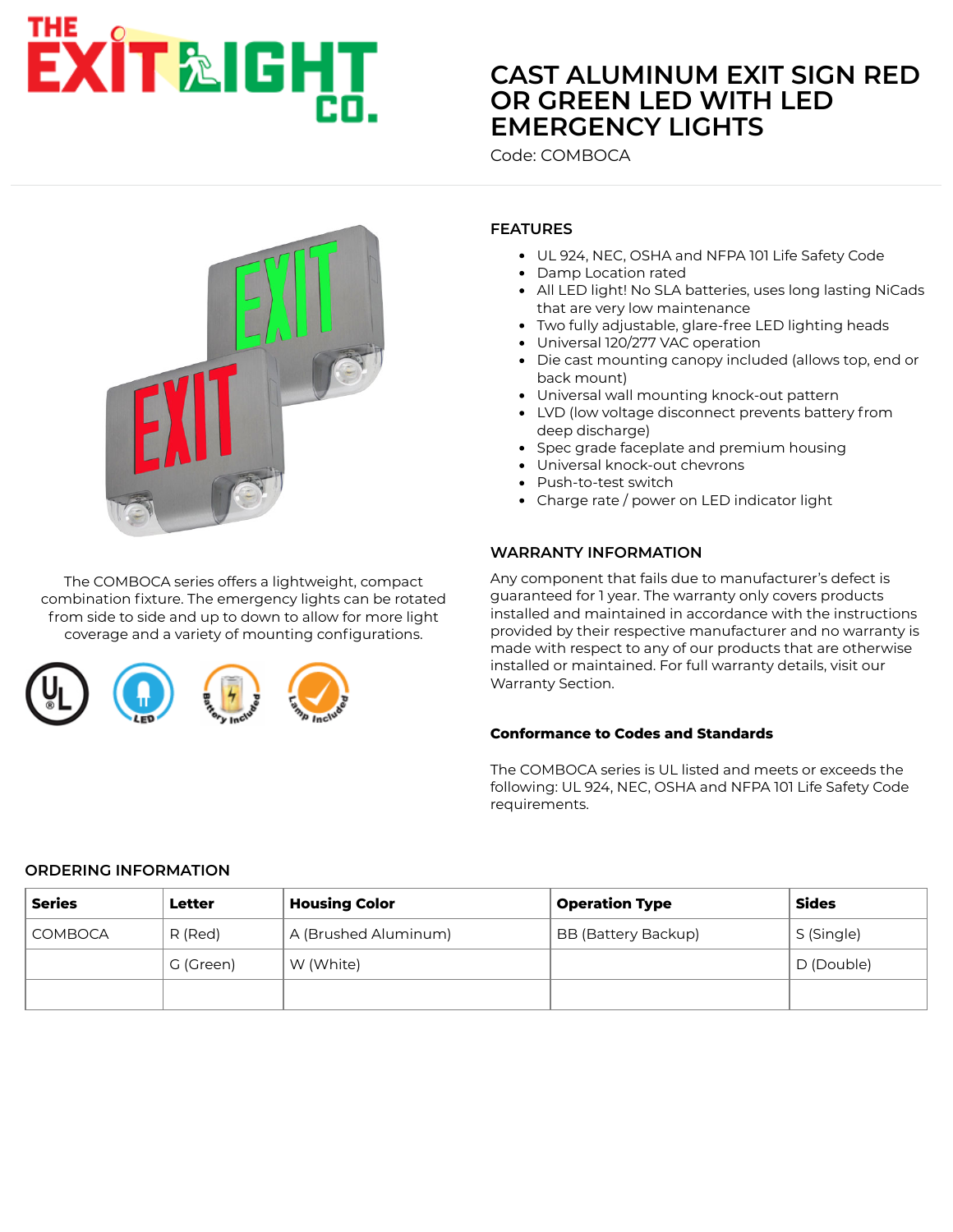# CAST ALUMINUM EXIT SIGN RED OR GREEN LED WITH LED EMERGENCY LIGHTS

Code: COMBOCA

The COMBOCA series offers a lightweight, compact combination fixture. The emergency lights can be rotated from side to side and up to down to allow for more light coverage and a variety of mounting configurations.

## FEATURES

- UL 924, NEC, OSHA and NFPA 101 Life Safety Code
- Damp Location rated
- All LED light! No SLA batteries, uses long lasting NiCads that are very low maintenance
- Two fully adjustable, glare-free LED lighting heads
- Universal 120/277 VAC operation
- Die cast mounting canopy included (allows top, end or back mount)
- Universal wall mounting knock-out pattern
- LVD (low voltage disconnect prevents battery from deep discharge)
- Spec grade faceplate and premium housing
- Universal knock-out chevrons
- Push-to-test switch
- Charge rate / power on LED indicator light

## WARRANTY INFORMATION

Any component that fails due to manufacturer's defect is guaranteed for 1 year. The warranty only covers products installed and maintained in accordance with the instructions provided by their respective manufacturer and no warranty is made with respect to any of our products that are otherwise installed or maintained. For full warranty details, visit our Warranty Section.

**Conformance to Codes and Standards**

The COMBOCA series is UL listed and meets or exceeds the following: UL 924, NEC, OSHA and NFPA 101 Life Safety Code requirements.

## ORDERING INFORMATION

| Series | Letter | Housing Color | Operation Type | Sides |
|---|---|---|---|---|
| COMBOCA | R (Red) | A (Brushed Aluminum) | BB (Battery Backup) | S (Single) |
| | G (Green) | W (White) | | D (Double) |
| | | | | |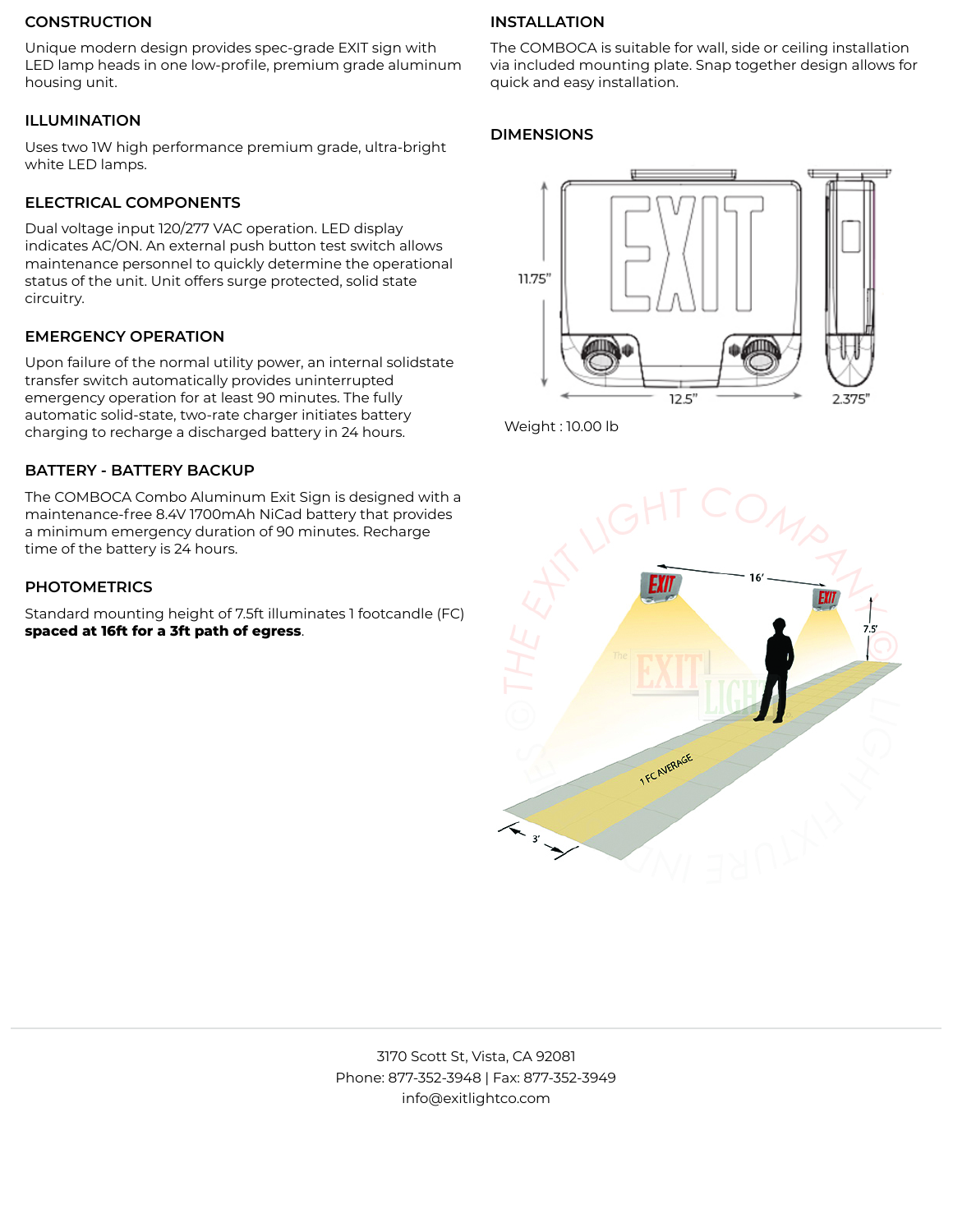## CONSTRUCTION

Unique modern design provides spec-grade EXIT sign with LED lamp heads in one low-profile, premium grade aluminum housing unit.

## ILLUMINATION

Uses two 1W high performance premium grade, ultra-bright white LED lamps.

## ELECTRICAL COMPONENTS

Dual voltage input 120/277 VAC operation. LED display indicates AC/ON. An external push button test switch allows maintenance personnel to quickly determine the operational status of the unit. Unit offers surge protected, solid state circuitry.

## EMERGENCY OPERATION

Upon failure of the normal utility power, an internal solidstate transfer switch automatically provides uninterrupted emergency operation for at least 90 minutes. The fully automatic solid-state, two-rate charger initiates battery charging to recharge a discharged battery in 24 hours.

## BATTERY - BATTERY BACKUP

The COMBOCA Combo Aluminum Exit Sign is designed with a maintenance-free 8.4V 1700mAh NiCad battery that provides a minimum emergency duration of 90 minutes. Recharge time of the battery is 24 hours.

## PHOTOMETRICS

Standard mounting height of 7.5ft illuminates 1 footcandle (FC) **spaced at 16ft for a 3ft path of egress**.

## INSTALLATION

The COMBOCA is suitable for wall, side or ceiling installation via included mounting plate. Snap together design allows for quick and easy installation.

## DIMENSIONS

11.75"

12.5"

2.375"

Weight : 10.00 lb

16'

7.5'

1 FC AVERAGE

3'

3170 Scott St, Vista, CA 92081
Phone: 877-352-3948 | Fax: 877-352-3949
info@exitlightco.com